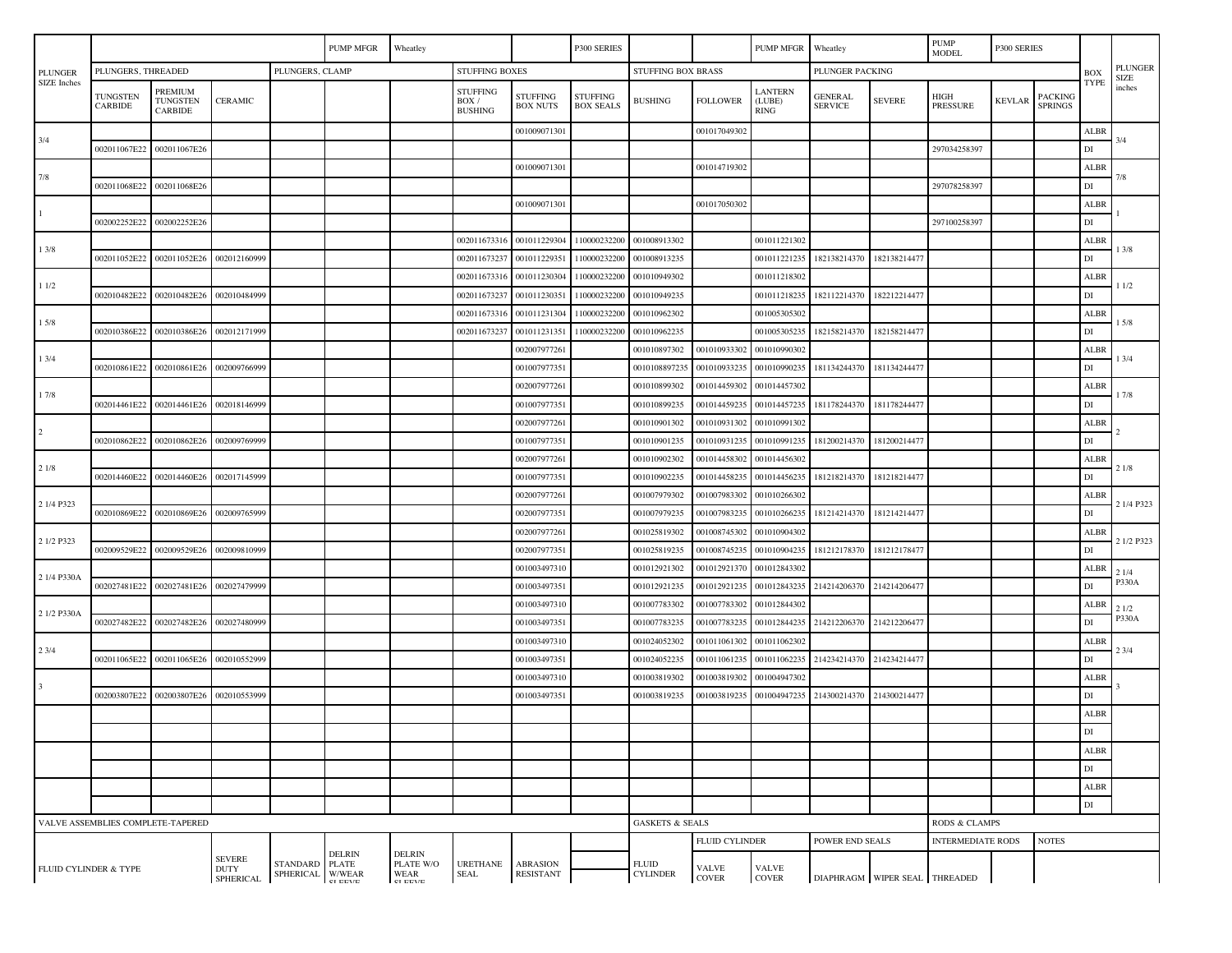| PLUNGER SIZE Inches | | | | | PUMP MFGR | Wheatley | | | P300 SERIES | | | PUMP MFGR | Wheatley | | PUMP MODEL | P300 SERIES | | | |
|---|---|---|---|---|---|---|---|---|---|---|---|---|---|---|---|---|---|---|---|
| | PLUNGERS, THREADED | | | PLUNGERS, CLAMP | | | STUFFING BOXES | | | STUFFING BOX BRASS | | | PLUNGER PACKING | | | | | BOX TYPE | PLUNGER SIZE inches |
| | TUNGSTEN CARBIDE | PREMIUM TUNGSTEN CARBIDE | CERAMIC | | | | STUFFING BOX / BUSHING | STUFFING BOX NUTS | STUFFING BOX SEALS | BUSHING | FOLLOWER | LANTERN (LUBE) RING | GENERAL SERVICE | SEVERE | HIGH PRESSURE | KEVLAR | PACKING SPRINGS | | |
| 3/4 | | | | | | | | 001009071301 | | | 001017049302 | | | | | | | ALBR | 3/4 |
| | 002011067E22 | 002011067E26 | | | | | | | | | | | | | 297034258397 | | | DI | |
| 7/8 | | | | | | | | 001009071301 | | | 001014719302 | | | | | | | ALBR | 7/8 |
| | 002011068E22 | 002011068E26 | | | | | | | | | | | | | 297078258397 | | | DI | |
| 1 | | | | | | | | 001009071301 | | | 001017050302 | | | | | | | ALBR | 1 |
| | 002002252E22 | 002002252E26 | | | | | | | | | | | | | 297100258397 | | | DI | |
| 1 3/8 | | | | | | | 002011673316 | 001011229304 | 110000232200 | 001008913302 | | 001011221302 | | | | | | ALBR | 1 3/8 |
| | 002011052E22 | 002011052E26 | 002012160999 | | | | 002011673237 | 001011229351 | 110000232200 | 001008913235 | | 001011221235 | 182138214370 | 182138214477 | | | | DI | |
| 1 1/2 | | | | | | | 002011673316 | 001011230304 | 110000232200 | 001010949302 | | 001011218302 | | | | | | ALBR | 1 1/2 |
| | 002010482E22 | 002010482E26 | 002010484999 | | | | 002011673237 | 001011230351 | 110000232200 | 001010949235 | | 001011218235 | 182112214370 | 182212214477 | | | | DI | |
| 1 5/8 | | | | | | | 002011673316 | 001011231304 | 110000232200 | 001010962302 | | 001005305302 | | | | | | ALBR | 1 5/8 |
| | 002010386E22 | 002010386E26 | 002012171999 | | | | 002011673237 | 001011231351 | 110000232200 | 001010962235 | | 001005305235 | 182158214370 | 182158214477 | | | | DI | |
| 1 3/4 | | | | | | | | 002007977261 | | 001010897302 | 001010933302 | 001010990302 | | | | | | ALBR | 1 3/4 |
| | 002010861E22 | 002010861E26 | 002009766999 | | | | | 001007977351 | | 0010108897235 | 001010933235 | 001010990235 | 181134244370 | 181134244477 | | | | DI | |
| 1 7/8 | | | | | | | | 002007977261 | | 001010899302 | 001014459302 | 001014457302 | | | | | | ALBR | 1 7/8 |
| | 002014461E22 | 002014461E26 | 002018146999 | | | | | 001007977351 | | 001010899235 | 001014459235 | 001014457235 | 181178244370 | 181178244477 | | | | DI | |
| 2 | | | | | | | | 002007977261 | | 001010901302 | 001010931302 | 001010991302 | | | | | | ALBR | 2 |
| | 002010862E22 | 002010862E26 | 002009769999 | | | | | 001007977351 | | 001010901235 | 001010931235 | 001010991235 | 181200214370 | 181200214477 | | | | DI | |
| 2 1/8 | | | | | | | | 002007977261 | | 001010902302 | 001014458302 | 001014456302 | | | | | | ALBR | 2 1/8 |
| | 002014460E22 | 002014460E26 | 002017145999 | | | | | 001007977351 | | 001010902235 | 001014458235 | 001014456235 | 181218214370 | 181218214477 | | | | DI | |
| 2 1/4 P323 | | | | | | | | 002007977261 | | 001007979302 | 001007983302 | 001010266302 | | | | | | ALBR | 2 1/4 P323 |
| | 002010869E22 | 002010869E26 | 002009765999 | | | | | 002007977351 | | 001007979235 | 001007983235 | 001010266235 | 181214214370 | 181214214477 | | | | DI | |
| 2 1/2 P323 | | | | | | | | 002007977261 | | 001025819302 | 001008745302 | 001010904302 | | | | | | ALBR | 2 1/2 P323 |
| | 002009529E22 | 002009529E26 | 002009810999 | | | | | 002007977351 | | 001025819235 | 001008745235 | 001010904235 | 181212178370 | 181212178477 | | | | DI | |
| 2 1/4 P330A | | | | | | | | 001003497310 | | 001012921302 | 001012921370 | 001012843302 | | | | | | ALBR | 2 1/4 P330A |
| | 002027481E22 | 002027481E26 | 002027479999 | | | | | 001003497351 | | 001012921235 | 001012921235 | 001012843235 | 214214206370 | 214214206477 | | | | DI | |
| 2 1/2 P330A | | | | | | | | 001003497310 | | 001007783302 | 001007783302 | 001012844302 | | | | | | ALBR | 2 1/2 P330A |
| | 002027482E22 | 002027482E26 | 002027480999 | | | | | 001003497351 | | 001007783235 | 001007783235 | 001012844235 | 214212206370 | 214212206477 | | | | DI | |
| 2 3/4 | | | | | | | | 001003497310 | | 001024052302 | 001011061302 | 001011062302 | | | | | | ALBR | 2 3/4 |
| | 002011065E22 | 002011065E26 | 002010552999 | | | | | 001003497351 | | 001024052235 | 001011061235 | 001011062235 | 214234214370 | 214234214477 | | | | DI | |
| 3 | | | | | | | | 001003497310 | | 001003819302 | 001003819302 | 001004947302 | | | | | | ALBR | 3 |
| | 002003807E22 | 002003807E26 | 002010553999 | | | | | 001003497351 | | 001003819235 | 001003819235 | 001004947235 | 214300214370 | 214300214477 | | | | DI | |
| | | | | | | | | | | | | | | | | | | ALBR | |
| | | | | | | | | | | | | | | | | | | DI | |
| | | | | | | | | | | | | | | | | | | ALBR | |
| | | | | | | | | | | | | | | | | | | DI | |
| | | | | | | | | | | | | | | | | | | ALBR | |
| | | | | | | | | | | | | | | | | | | DI | |

| VALVE ASSEMBLIES COMPLETE-TAPERED | | | | | | | | GASKETS & SEALS | | | | | RODS & CLAMPS | | |
|---|---|---|---|---|---|---|---|---|---|---|---|---|---|---|---|
| | | | | | | | | | FLUID CYLINDER | | POWER END SEALS | | INTERMEDIATE RODS | | NOTES |
| FLUID CYLINDER & TYPE | SEVERE DUTY SPHERICAL | STANDARD SPHERICAL | DELRIN PLATE W/WEAR SLEEVE | DELRIN PLATE W/O WEAR SLEEVE | URETHANE SEAL | ABRASION RESISTANT | | FLUID CYLINDER | VALVE COVER | VALVE COVER | DIAPHRAGM | WIPER SEAL | THREADED | | |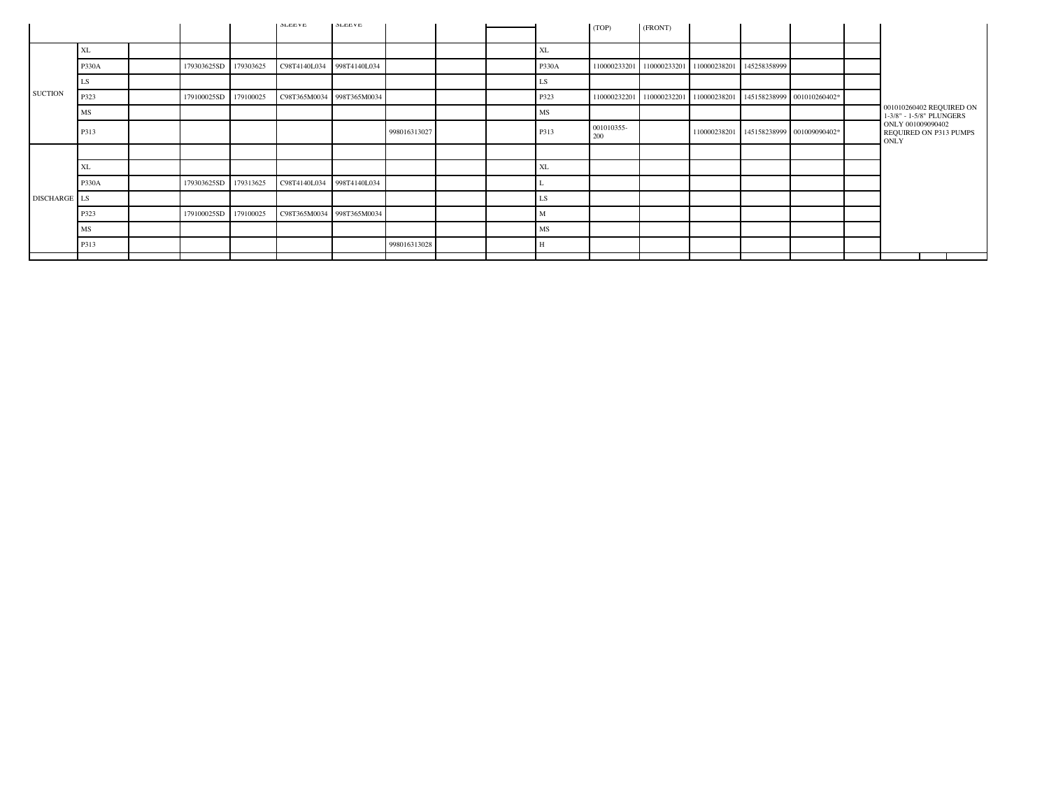| | | | | | SLEEVE | SLEEVE | | | | | (TOP) | (FRONT) | | | | | |
|---|---|---|---|---|---|---|---|---|---|---|---|---|---|---|---|---|---|
| SUCTION | XL | | | | | | | | | XL | | | | | | | 001010260402 REQUIRED ON 1-3/8" - 1-5/8" PLUNGERS ONLY 001009090402 REQUIRED ON P313 PUMPS ONLY |
| | P330A | | 179303625SD | 179303625 | C98T4140L034 | 998T4140L034 | | | | P330A | 110000233201 | 110000233201 | 110000238201 | 145258358999 | | | |
| | LS | | | | | | | | | LS | | | | | | | |
| | P323 | | 179100025SD | 179100025 | C98T365M0034 | 998T365M0034 | | | | P323 | 110000232201 | 110000232201 | 110000238201 | 145158238999 | 001010260402* | | |
| | MS | | | | | | | | | MS | | | | | | | |
| | P313 | | | | | | 998016313027 | | | P313 | 001010355-200 | | 110000238201 | 145158238999 | 001009090402* | | |
| | | | | | | | | | | | | | | | | | |
| DISCHARGE | XL | | | | | | | | | XL | | | | | | | |
| | P330A | | 179303625SD | 179313625 | C98T4140L034 | 998T4140L034 | | | | L | | | | | | | |
| | LS | | | | | | | | | LS | | | | | | | |
| | P323 | | 179100025SD | 179100025 | C98T365M0034 | 998T365M0034 | | | | M | | | | | | | |
| | MS | | | | | | | | | MS | | | | | | | |
| | P313 | | | | | | 998016313028 | | | H | | | | | | | |